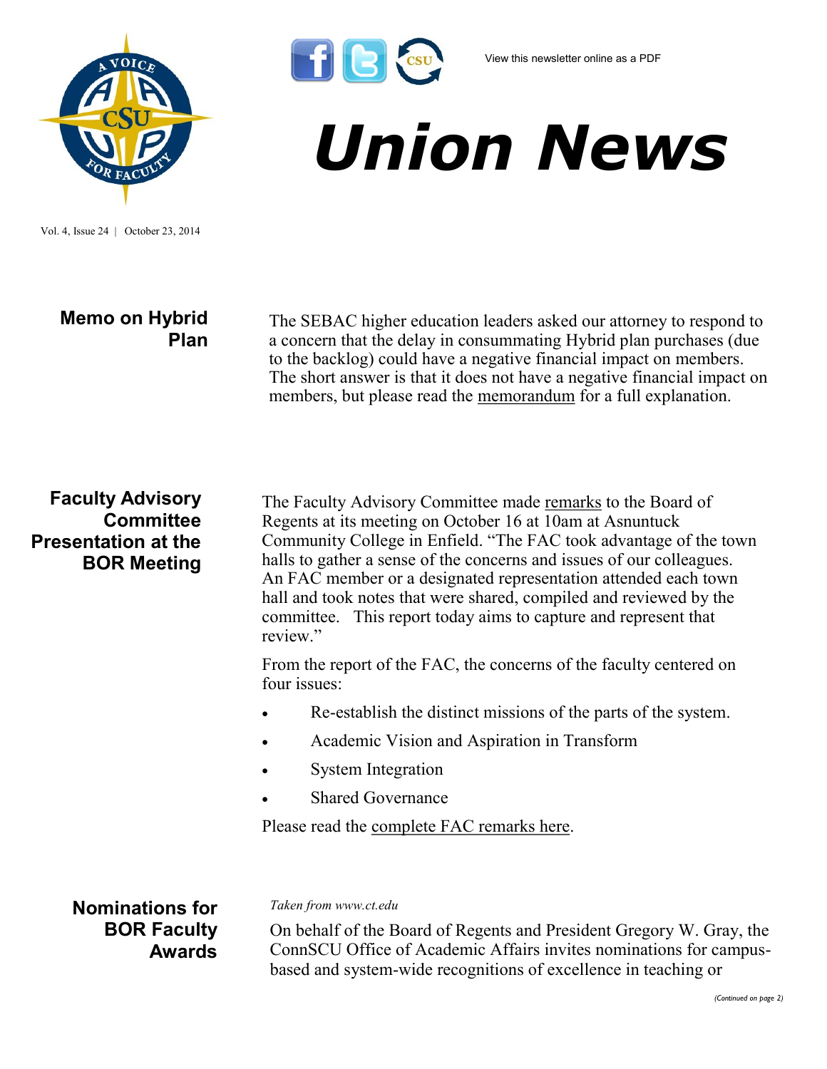View this newsletter online as a PDF

# Union News

Vol. 4, Issue 24 | October 23, 2014

## Memo on Hybrid Plan

The SEBAC higher education leaders asked our attorney to respond to a concern that the delay in consummating Hybrid plan purchases (due to the backlog) could have a negative financial impact on members. The short answer is that it does not have a negative financial impact on members, but please read the memorandum for a full explanation.

## Faculty Advisory Committee Presentation at the BOR Meeting

The Faculty Advisory Committee made remarks to the Board of Regents at its meeting on October 16 at 10am at Asnuntuck Community College in Enfield. "The FAC took advantage of the town halls to gather a sense of the concerns and issues of our colleagues. An FAC member or a designated representation attended each town hall and took notes that were shared, compiled and reviewed by the committee. This report today aims to capture and represent that review."

From the report of the FAC, the concerns of the faculty centered on four issues:

- Re-establish the distinct missions of the parts of the system.
- Academic Vision and Aspiration in Transform
- System Integration
- Shared Governance

Please read the complete FAC remarks here.

## Nominations for BOR Faculty Awards

*Taken from www.ct.edu*

On behalf of the Board of Regents and President Gregory W. Gray, the ConnSCU Office of Academic Affairs invites nominations for campus-based and system-wide recognitions of excellence in teaching or

*(Continued on page 2)*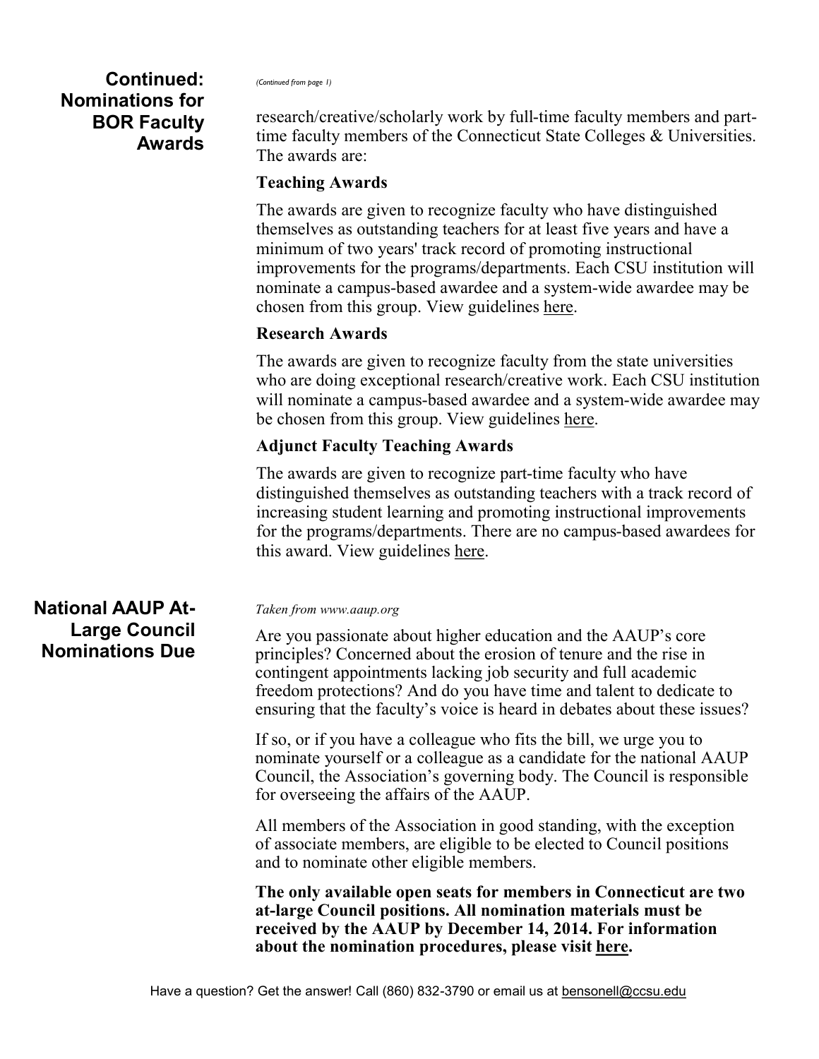## Continued: Nominations for BOR Faculty Awards

*(Continued from page 1)*

research/creative/scholarly work by full-time faculty members and part-time faculty members of the Connecticut State Colleges & Universities. The awards are:

### Teaching Awards

The awards are given to recognize faculty who have distinguished themselves as outstanding teachers for at least five years and have a minimum of two years' track record of promoting instructional improvements for the programs/departments. Each CSU institution will nominate a campus-based awardee and a system-wide awardee may be chosen from this group. View guidelines here.

### Research Awards

The awards are given to recognize faculty from the state universities who are doing exceptional research/creative work. Each CSU institution will nominate a campus-based awardee and a system-wide awardee may be chosen from this group. View guidelines here.

### Adjunct Faculty Teaching Awards

The awards are given to recognize part-time faculty who have distinguished themselves as outstanding teachers with a track record of increasing student learning and promoting instructional improvements for the programs/departments. There are no campus-based awardees for this award. View guidelines here.

## National AAUP At-Large Council Nominations Due

*Taken from www.aaup.org*

Are you passionate about higher education and the AAUP's core principles? Concerned about the erosion of tenure and the rise in contingent appointments lacking job security and full academic freedom protections? And do you have time and talent to dedicate to ensuring that the faculty's voice is heard in debates about these issues?

If so, or if you have a colleague who fits the bill, we urge you to nominate yourself or a colleague as a candidate for the national AAUP Council, the Association's governing body. The Council is responsible for overseeing the affairs of the AAUP.

All members of the Association in good standing, with the exception of associate members, are eligible to be elected to Council positions and to nominate other eligible members.

**The only available open seats for members in Connecticut are two at-large Council positions. All nomination materials must be received by the AAUP by December 14, 2014. For information about the nomination procedures, please visit here.**

Have a question? Get the answer! Call (860) 832-3790 or email us at bensonell@ccsu.edu